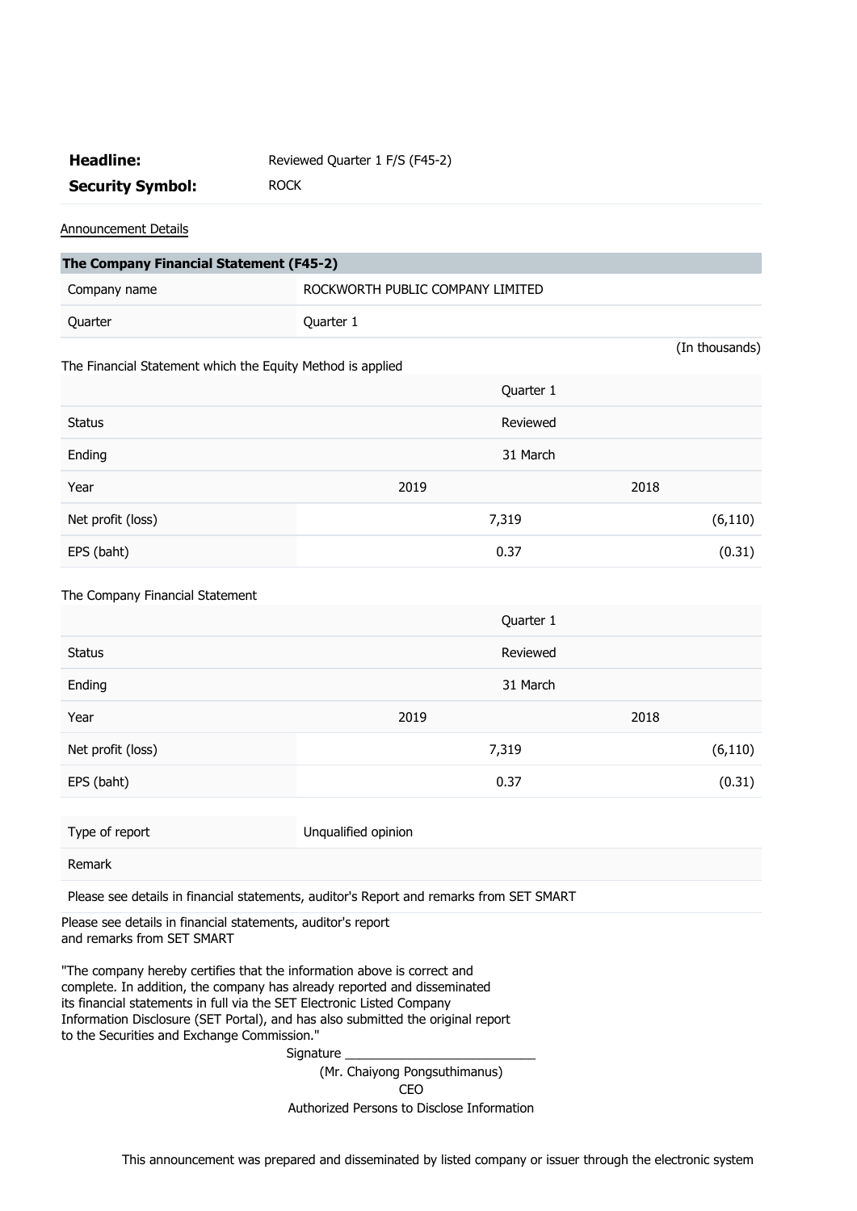**Headline:** Reviewed Quarter 1 F/S (F45-2)

**Security Symbol:** ROCK

Announcement Details

| **The Company Financial Statement (F45-2)** | |
|---|---|
| Company name | ROCKWORTH PUBLIC COMPANY LIMITED |
| Quarter | Quarter 1 |

(In thousands)

The Financial Statement which the Equity Method is applied

| | Quarter 1 | |
|---|---|---|
| Status | Reviewed | |
| Ending | 31 March | |
| Year | 2019 | 2018 |
| Net profit (loss) | 7,319 | (6,110) |
| EPS (baht) | 0.37 | (0.31) |

The Company Financial Statement

| | Quarter 1 | |
|---|---|---|
| Status | Reviewed | |
| Ending | 31 March | |
| Year | 2019 | 2018 |
| Net profit (loss) | 7,319 | (6,110) |
| EPS (baht) | 0.37 | (0.31) |

| Type of report | Unqualified opinion |
|---|---|
| Remark | |
| Please see details in financial statements, auditor's Report and remarks from SET SMART | |

Please see details in financial statements, auditor's report and remarks from SET SMART

"The company hereby certifies that the information above is correct and complete. In addition, the company has already reported and disseminated its financial statements in full via the SET Electronic Listed Company Information Disclosure (SET Portal), and has also submitted the original report to the Securities and Exchange Commission."

Signature ___________________________

(Mr. Chaiyong Pongsuthimanus)

CEO

Authorized Persons to Disclose Information

This announcement was prepared and disseminated by listed company or issuer through the electronic system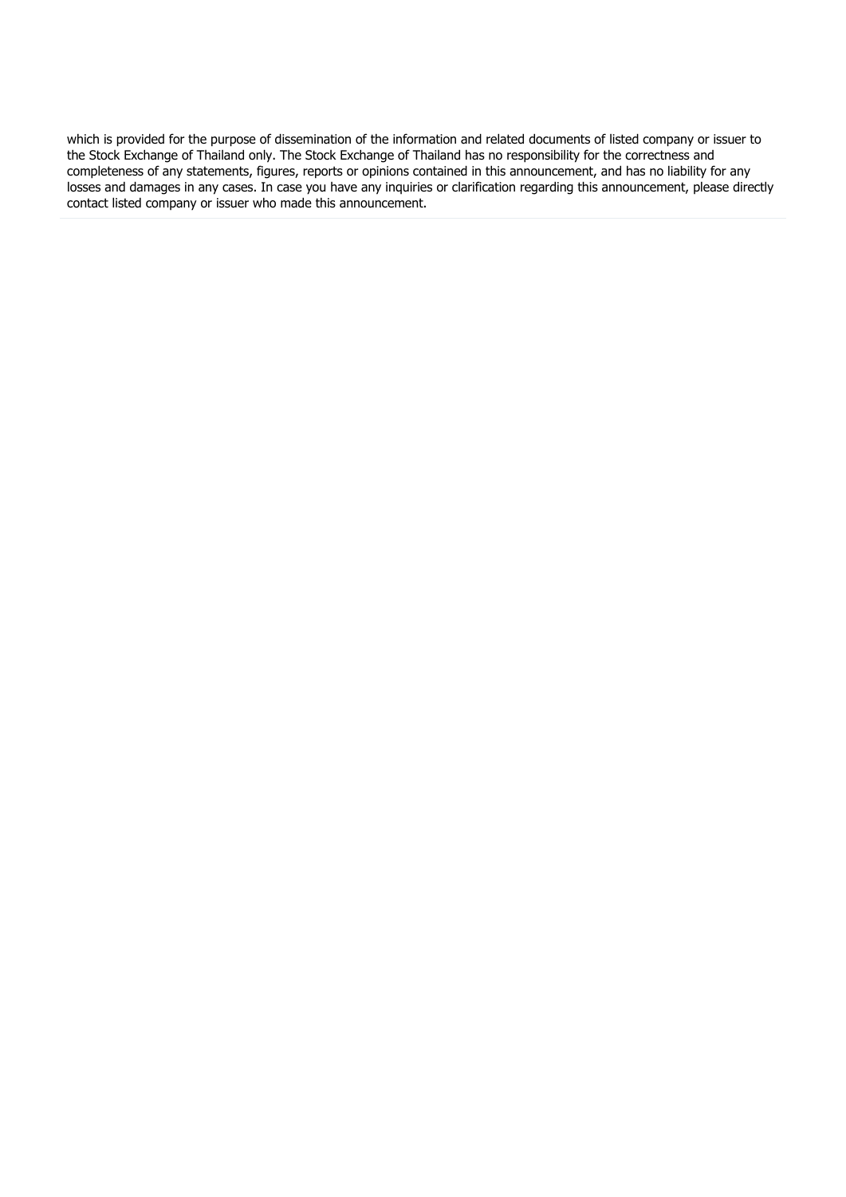which is provided for the purpose of dissemination of the information and related documents of listed company or issuer to the Stock Exchange of Thailand only. The Stock Exchange of Thailand has no responsibility for the correctness and completeness of any statements, figures, reports or opinions contained in this announcement, and has no liability for any losses and damages in any cases. In case you have any inquiries or clarification regarding this announcement, please directly contact listed company or issuer who made this announcement.